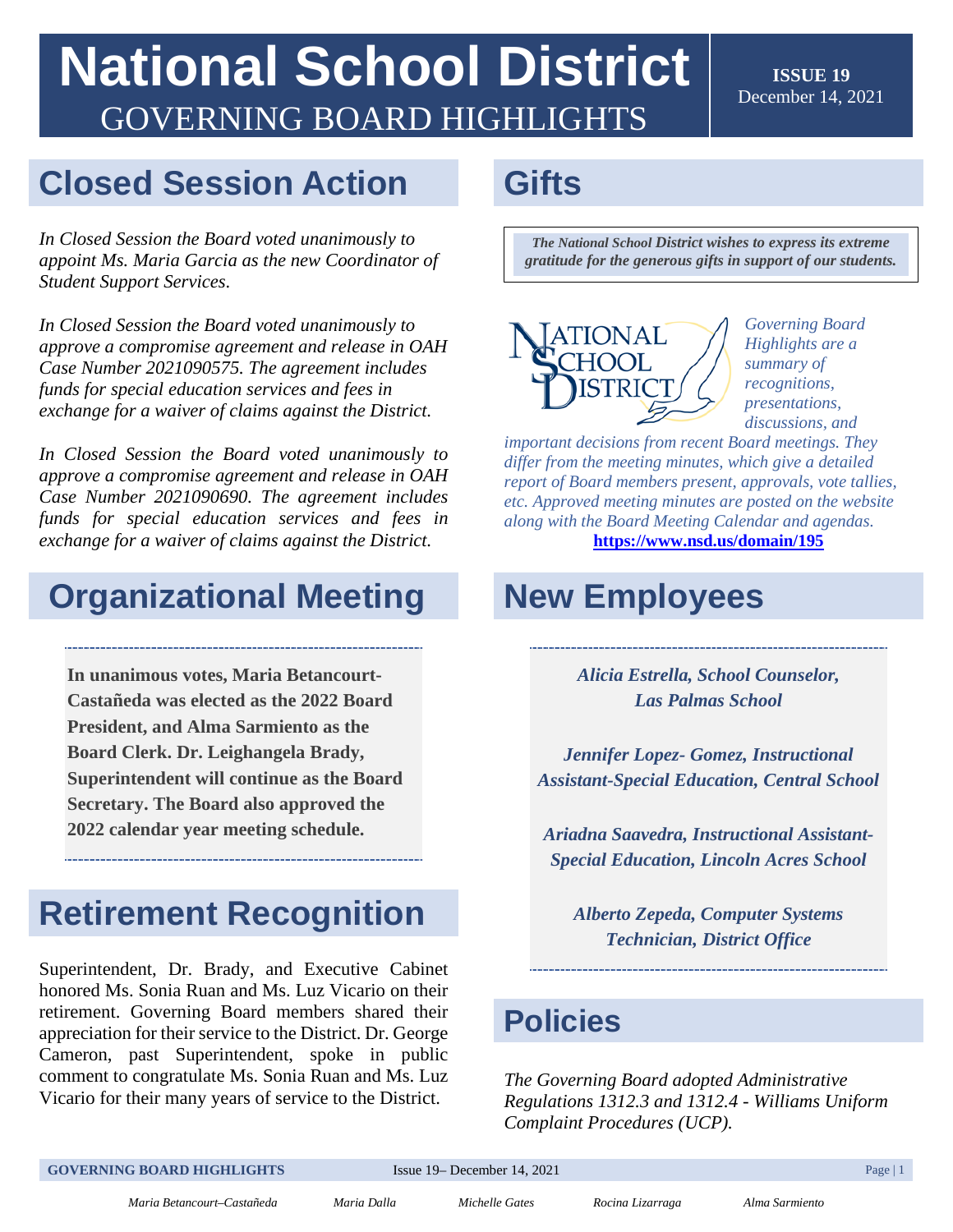# National School District
## GOVERNING BOARD HIGHLIGHTS

**ISSUE 19**
December 14, 2021

## Closed Session Action

*In Closed Session the Board voted unanimously to appoint Ms. Maria Garcia as the new Coordinator of Student Support Services.*

*In Closed Session the Board voted unanimously to approve a compromise agreement and release in OAH Case Number 2021090575. The agreement includes funds for special education services and fees in exchange for a waiver of claims against the District.*

*In Closed Session the Board voted unanimously to approve a compromise agreement and release in OAH Case Number 2021090690. The agreement includes funds for special education services and fees in exchange for a waiver of claims against the District.*

## Organizational Meeting

**In unanimous votes, Maria Betancourt-Castañeda was elected as the 2022 Board President, and Alma Sarmiento as the Board Clerk. Dr. Leighangela Brady, Superintendent will continue as the Board Secretary. The Board also approved the 2022 calendar year meeting schedule.**

## Retirement Recognition

Superintendent, Dr. Brady, and Executive Cabinet honored Ms. Sonia Ruan and Ms. Luz Vicario on their retirement. Governing Board members shared their appreciation for their service to the District. Dr. George Cameron, past Superintendent, spoke in public comment to congratulate Ms. Sonia Ruan and Ms. Luz Vicario for their many years of service to the District.

## Gifts

***The National School District wishes to express its extreme gratitude for the generous gifts in support of our students.***

*Governing Board Highlights are a summary of recognitions, presentations, discussions, and important decisions from recent Board meetings. They differ from the meeting minutes, which give a detailed report of Board members present, approvals, vote tallies, etc. Approved meeting minutes are posted on the website along with the Board Meeting Calendar and agendas.*
**https://www.nsd.us/domain/195**

## New Employees

***Alicia Estrella, School Counselor, Las Palmas School***

***Jennifer Lopez- Gomez, Instructional Assistant-Special Education, Central School***

***Ariadna Saavedra, Instructional Assistant-Special Education, Lincoln Acres School***

***Alberto Zepeda, Computer Systems Technician, District Office***

## Policies

*The Governing Board adopted Administrative Regulations 1312.3 and 1312.4 - Williams Uniform Complaint Procedures (UCP).*

*Maria Betancourt–Castañeda* *Maria Dalla* *Michelle Gates* *Rocina Lizarraga* *Alma Sarmiento*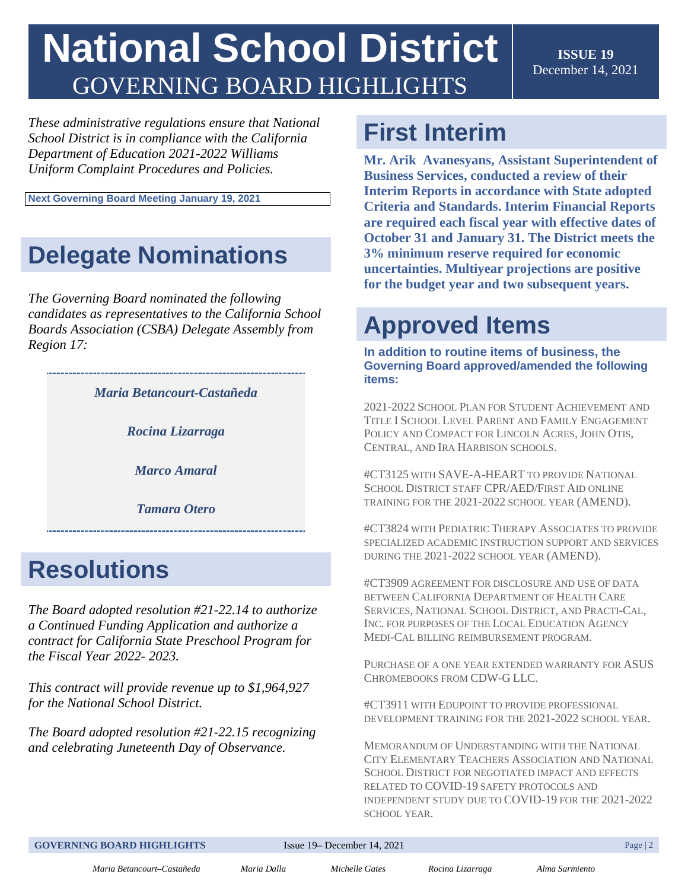# National School District

GOVERNING BOARD HIGHLIGHTS

**ISSUE 19**
December 14, 2021

*These administrative regulations ensure that National School District is in compliance with the California Department of Education 2021-2022 Williams Uniform Complaint Procedures and Policies.*

**Next Governing Board Meeting January 19, 2021**

## Delegate Nominations

*The Governing Board nominated the following candidates as representatives to the California School Boards Association (CSBA) Delegate Assembly from Region 17:*

***Maria Betancourt-Castañeda***

***Rocina Lizarraga***

***Marco Amaral***

***Tamara Otero***

## Resolutions

*The Board adopted resolution #21-22.14 to authorize a Continued Funding Application and authorize a contract for California State Preschool Program for the Fiscal Year 2022- 2023.*

*This contract will provide revenue up to $1,964,927 for the National School District.*

*The Board adopted resolution #21-22.15 recognizing and celebrating Juneteenth Day of Observance.*

## First Interim

**Mr. Arik Avanesyans, Assistant Superintendent of Business Services, conducted a review of their Interim Reports in accordance with State adopted Criteria and Standards. Interim Financial Reports are required each fiscal year with effective dates of October 31 and January 31. The District meets the 3% minimum reserve required for economic uncertainties. Multiyear projections are positive for the budget year and two subsequent years.**

## Approved Items

**In addition to routine items of business, the Governing Board approved/amended the following items:**

2021-2022 School Plan for Student Achievement and Title I School Level Parent and Family Engagement Policy and Compact for Lincoln Acres, John Otis, Central, and Ira Harbison schools.

#CT3125 with SAVE-A-HEART to provide National School District staff CPR/AED/First Aid online training for the 2021-2022 school year (AMEND).

#CT3824 with Pediatric Therapy Associates to provide specialized academic instruction support and services during the 2021-2022 school year (AMEND).

#CT3909 agreement for disclosure and use of data between California Department of Health Care Services, National School District, and Practi-Cal, Inc. for purposes of the Local Education Agency Medi-Cal billing reimbursement program.

Purchase of a one year extended warranty for ASUS Chromebooks from CDW-G LLC.

#CT3911 with Edupoint to provide professional development training for the 2021-2022 school year.

Memorandum of Understanding with the National City Elementary Teachers Association and National School District for negotiated impact and effects related to COVID-19 safety protocols and independent study due to COVID-19 for the 2021-2022 school year.

*Maria Betancourt–Castañeda* *Maria Dalla* *Michelle Gates* *Rocina Lizarraga* *Alma Sarmiento*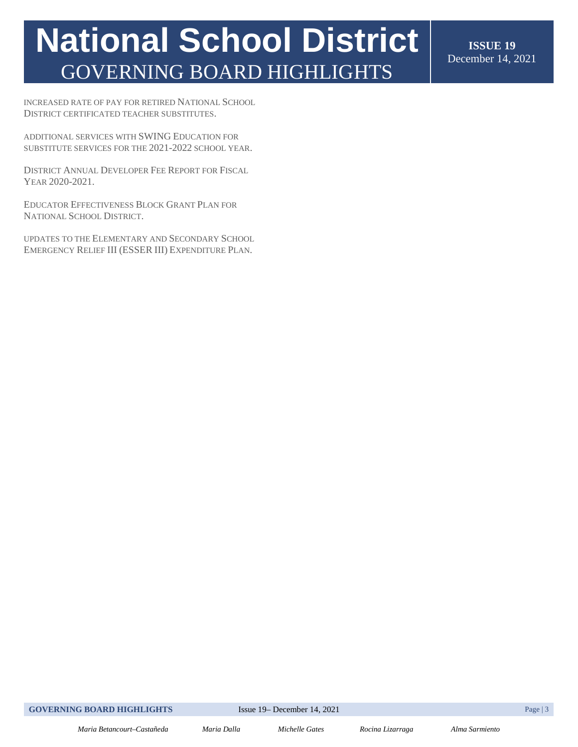Increased rate of pay for retired National School District certificated teacher substitutes.

Additional services with SWING Education for substitute services for the 2021-2022 school year.

District Annual Developer Fee Report for Fiscal Year 2020-2021.

Educator Effectiveness Block Grant Plan for National School District.

Updates to the Elementary and Secondary School Emergency Relief III (ESSER III) Expenditure Plan.